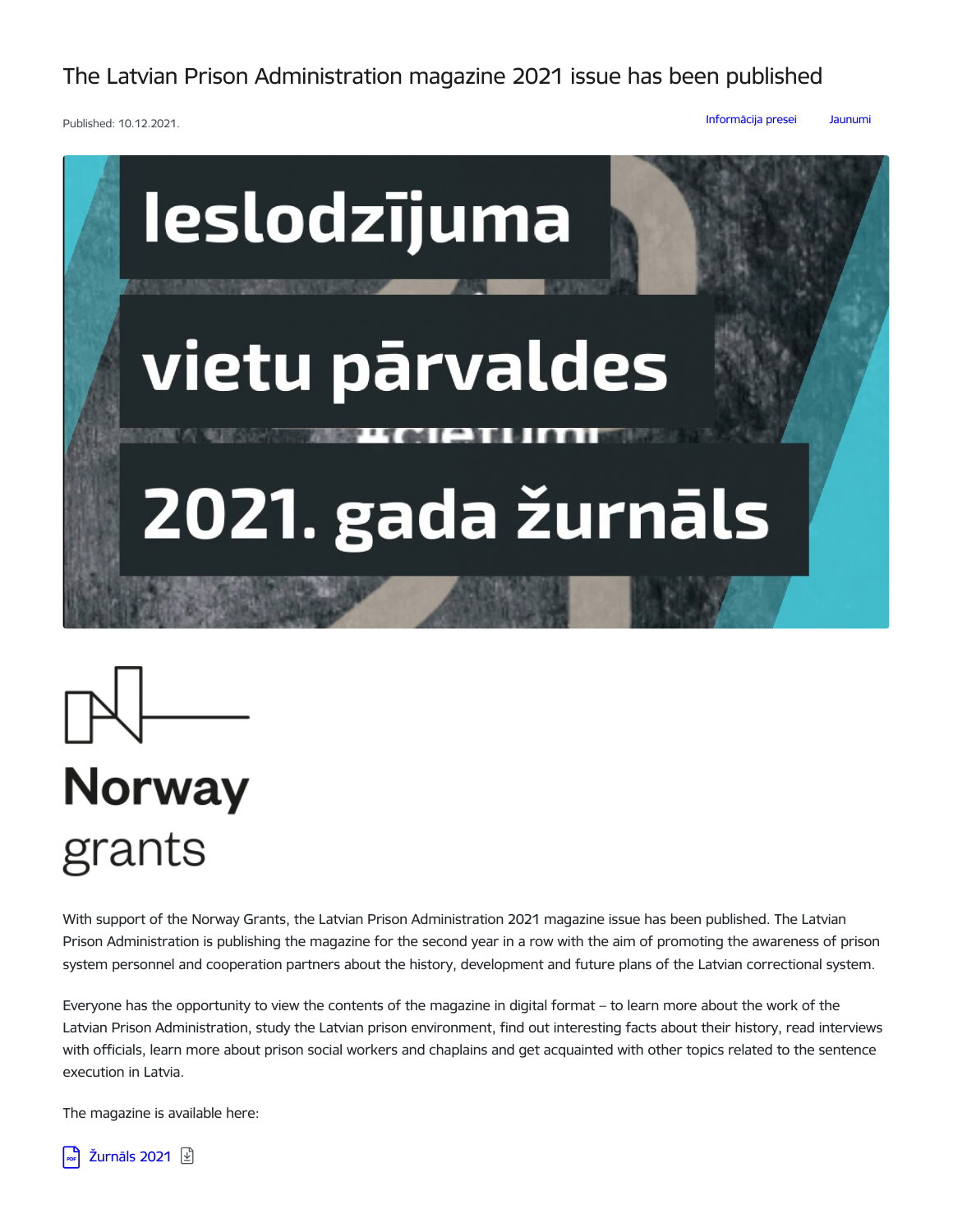# The Latvian Prison Administration magazine 2021 issue has been published

Published: 10.12.2021.

Informācija presei Jaunumi

Ieslodzījuma vietu pārvaldes 2021. gada žurnāls

Norway grants

With support of the Norway Grants, the Latvian Prison Administration 2021 magazine issue has been published. The Latvian Prison Administration is publishing the magazine for the second year in a row with the aim of promoting the awareness of prison system personnel and cooperation partners about the history, development and future plans of the Latvian correctional system.

Everyone has the opportunity to view the contents of the magazine in digital format – to learn more about the work of the Latvian Prison Administration, study the Latvian prison environment, find out interesting facts about their history, read interviews with officials, learn more about prison social workers and chaplains and get acquainted with other topics related to the sentence execution in Latvia.

The magazine is available here:

Žurnāls 2021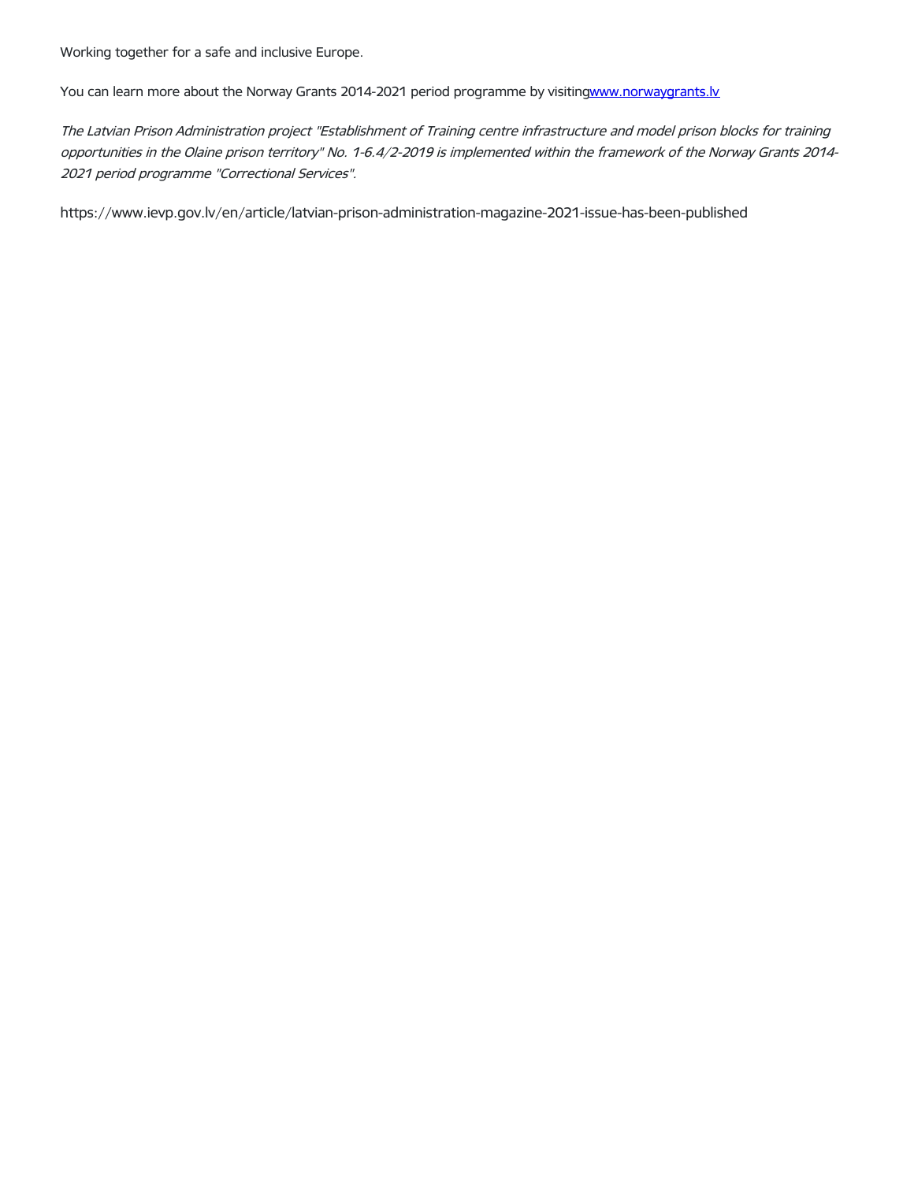Working together for a safe and inclusive Europe.

You can learn more about the Norway Grants 2014-2021 period programme by visiting[www.norwaygrants.lv](http://www.norwaygrants.lv)

*The Latvian Prison Administration project "Establishment of Training centre infrastructure and model prison blocks for training opportunities in the Olaine prison territory" No. 1-6.4/2-2019 is implemented within the framework of the Norway Grants 2014-2021 period programme "Correctional Services".*

https://www.ievp.gov.lv/en/article/latvian-prison-administration-magazine-2021-issue-has-been-published